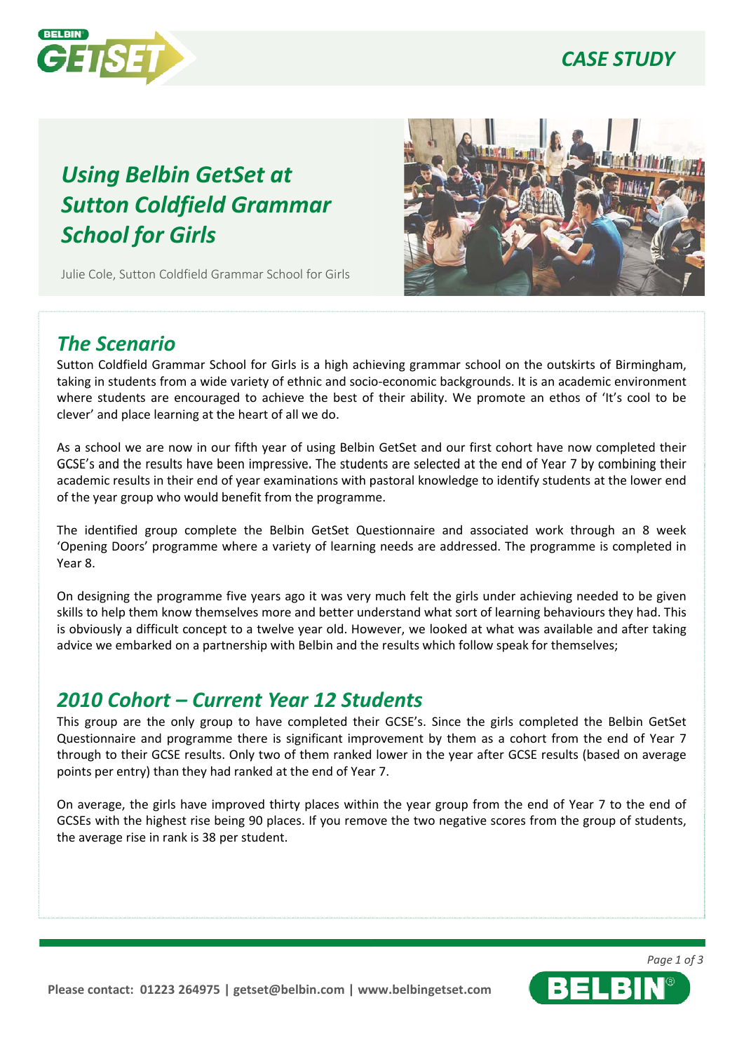CASE STUDY

# Using Belbin GetSet at Sutton Coldfield Grammar School for Girls

Julie Cole, Sutton Coldfield Grammar School for Girls

## The Scenario

Sutton Coldfield Grammar School for Girls is a high achieving grammar school on the outskirts of Birmingham, taking in students from a wide variety of ethnic and socio-economic backgrounds. It is an academic environment where students are encouraged to achieve the best of their ability. We promote an ethos of 'It's cool to be clever' and place learning at the heart of all we do.

As a school we are now in our fifth year of using Belbin GetSet and our first cohort have now completed their GCSE's and the results have been impressive. The students are selected at the end of Year 7 by combining their academic results in their end of year examinations with pastoral knowledge to identify students at the lower end of the year group who would benefit from the programme.

The identified group complete the Belbin GetSet Questionnaire and associated work through an 8 week 'Opening Doors' programme where a variety of learning needs are addressed. The programme is completed in Year 8.

On designing the programme five years ago it was very much felt the girls under achieving needed to be given skills to help them know themselves more and better understand what sort of learning behaviours they had. This is obviously a difficult concept to a twelve year old. However, we looked at what was available and after taking advice we embarked on a partnership with Belbin and the results which follow speak for themselves;

## 2010 Cohort – Current Year 12 Students

This group are the only group to have completed their GCSE's. Since the girls completed the Belbin GetSet Questionnaire and programme there is significant improvement by them as a cohort from the end of Year 7 through to their GCSE results. Only two of them ranked lower in the year after GCSE results (based on average points per entry) than they had ranked at the end of Year 7.

On average, the girls have improved thirty places within the year group from the end of Year 7 to the end of GCSEs with the highest rise being 90 places. If you remove the two negative scores from the group of students, the average rise in rank is 38 per student.

Please contact: 01223 264975 | getset@belbin.com | www.belbingetset.com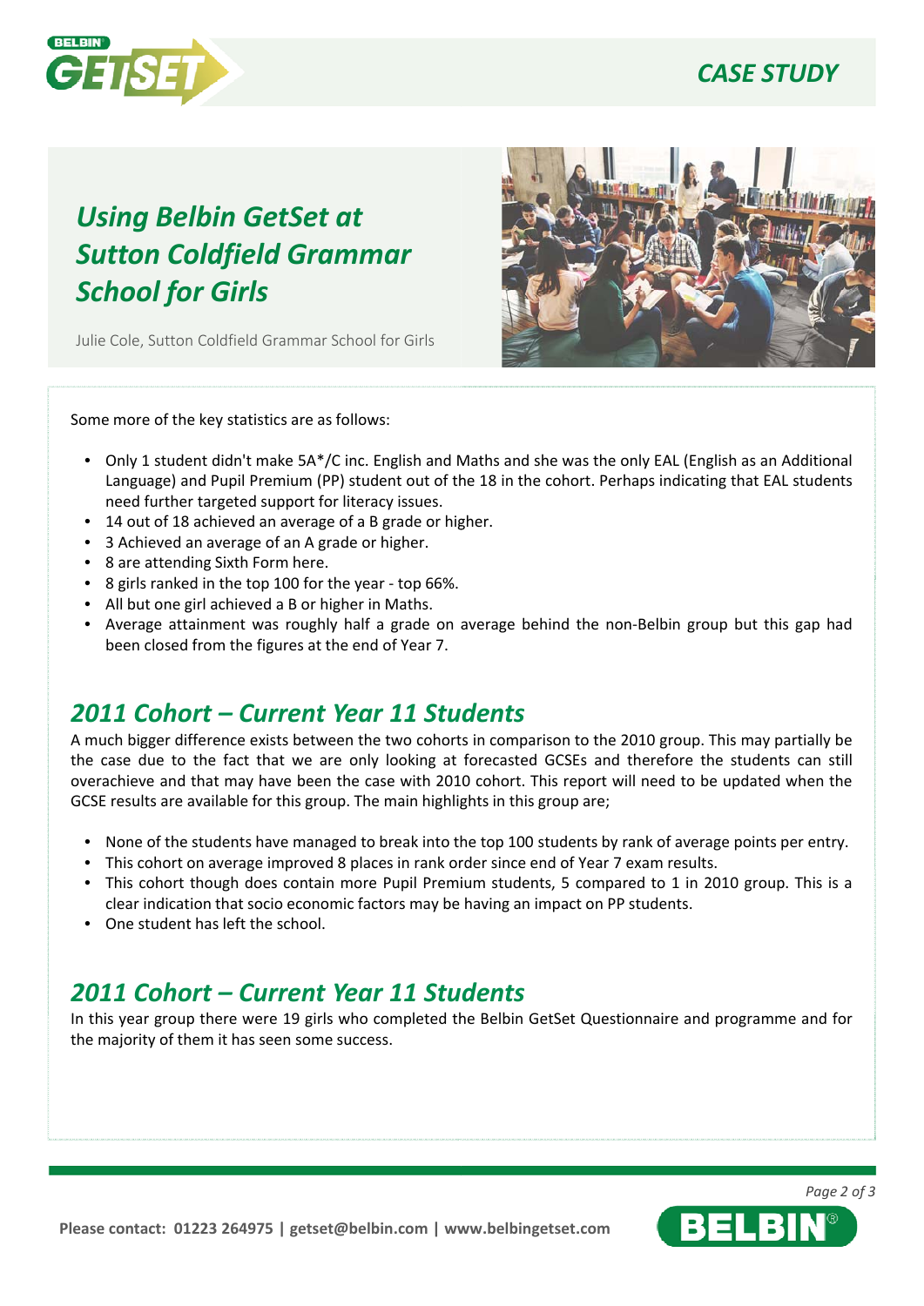# Using Belbin GetSet at Sutton Coldfield Grammar School for Girls

Julie Cole, Sutton Coldfield Grammar School for Girls

Some more of the key statistics are as follows:

- Only 1 student didn't make 5A*/C inc. English and Maths and she was the only EAL (English as an Additional Language) and Pupil Premium (PP) student out of the 18 in the cohort. Perhaps indicating that EAL students need further targeted support for literacy issues.
- 14 out of 18 achieved an average of a B grade or higher.
- 3 Achieved an average of an A grade or higher.
- 8 are attending Sixth Form here.
- 8 girls ranked in the top 100 for the year - top 66%.
- All but one girl achieved a B or higher in Maths.
- Average attainment was roughly half a grade on average behind the non-Belbin group but this gap had been closed from the figures at the end of Year 7.

## 2011 Cohort – Current Year 11 Students

A much bigger difference exists between the two cohorts in comparison to the 2010 group. This may partially be the case due to the fact that we are only looking at forecasted GCSEs and therefore the students can still overachieve and that may have been the case with 2010 cohort. This report will need to be updated when the GCSE results are available for this group. The main highlights in this group are;

- None of the students have managed to break into the top 100 students by rank of average points per entry.
- This cohort on average improved 8 places in rank order since end of Year 7 exam results.
- This cohort though does contain more Pupil Premium students, 5 compared to 1 in 2010 group. This is a clear indication that socio economic factors may be having an impact on PP students.
- One student has left the school.

## 2011 Cohort – Current Year 11 Students

In this year group there were 19 girls who completed the Belbin GetSet Questionnaire and programme and for the majority of them it has seen some success.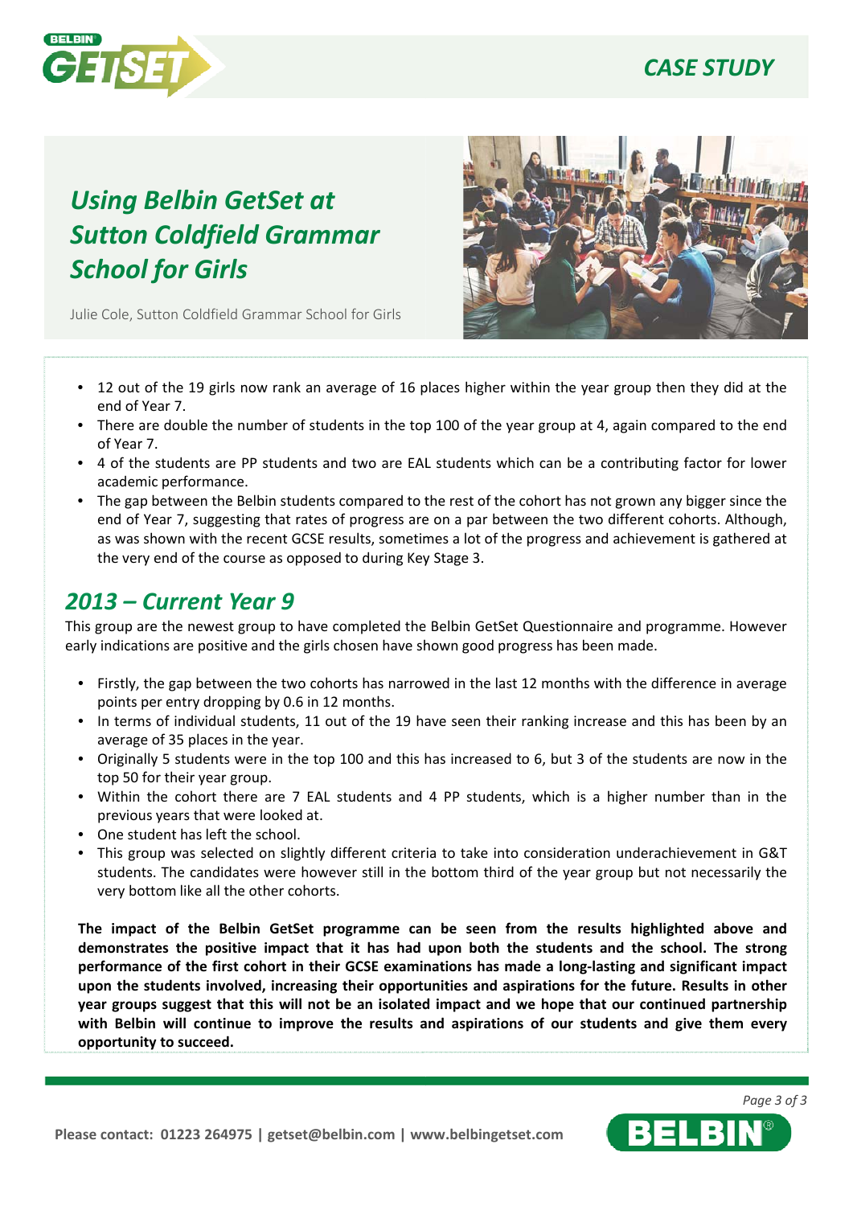CASE STUDY

# Using Belbin GetSet at Sutton Coldfield Grammar School for Girls

Julie Cole, Sutton Coldfield Grammar School for Girls

- 12 out of the 19 girls now rank an average of 16 places higher within the year group then they did at the end of Year 7.
- There are double the number of students in the top 100 of the year group at 4, again compared to the end of Year 7.
- 4 of the students are PP students and two are EAL students which can be a contributing factor for lower academic performance.
- The gap between the Belbin students compared to the rest of the cohort has not grown any bigger since the end of Year 7, suggesting that rates of progress are on a par between the two different cohorts. Although, as was shown with the recent GCSE results, sometimes a lot of the progress and achievement is gathered at the very end of the course as opposed to during Key Stage 3.

## 2013 – Current Year 9

This group are the newest group to have completed the Belbin GetSet Questionnaire and programme. However early indications are positive and the girls chosen have shown good progress has been made.

- Firstly, the gap between the two cohorts has narrowed in the last 12 months with the difference in average points per entry dropping by 0.6 in 12 months.
- In terms of individual students, 11 out of the 19 have seen their ranking increase and this has been by an average of 35 places in the year.
- Originally 5 students were in the top 100 and this has increased to 6, but 3 of the students are now in the top 50 for their year group.
- Within the cohort there are 7 EAL students and 4 PP students, which is a higher number than in the previous years that were looked at.
- One student has left the school.
- This group was selected on slightly different criteria to take into consideration underachievement in G&T students. The candidates were however still in the bottom third of the year group but not necessarily the very bottom like all the other cohorts.

**The impact of the Belbin GetSet programme can be seen from the results highlighted above and demonstrates the positive impact that it has had upon both the students and the school. The strong performance of the first cohort in their GCSE examinations has made a long-lasting and significant impact upon the students involved, increasing their opportunities and aspirations for the future. Results in other year groups suggest that this will not be an isolated impact and we hope that our continued partnership with Belbin will continue to improve the results and aspirations of our students and give them every opportunity to succeed.**

Please contact: 01223 264975 | getset@belbin.com | www.belbingetset.com